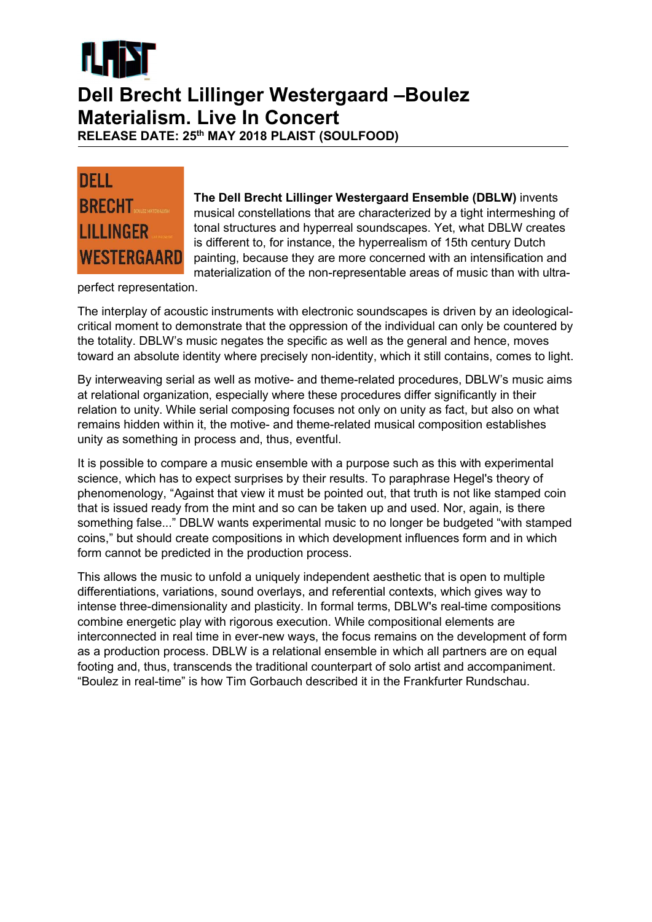# Dell Brecht Lillinger Westergaard –Boulez Materialism. Live In Concert

**RELEASE DATE: 25th MAY 2018 PLAIST (SOULFOOD)**

**The Dell Brecht Lillinger Westergaard Ensemble (DBLW)** invents musical constellations that are characterized by a tight intermeshing of tonal structures and hyperreal soundscapes. Yet, what DBLW creates is different to, for instance, the hyperrealism of 15th century Dutch painting, because they are more concerned with an intensification and materialization of the non-representable areas of music than with ultra-perfect representation.

The interplay of acoustic instruments with electronic soundscapes is driven by an ideological-critical moment to demonstrate that the oppression of the individual can only be countered by the totality. DBLW's music negates the specific as well as the general and hence, moves toward an absolute identity where precisely non-identity, which it still contains, comes to light.

By interweaving serial as well as motive- and theme-related procedures, DBLW's music aims at relational organization, especially where these procedures differ significantly in their relation to unity. While serial composing focuses not only on unity as fact, but also on what remains hidden within it, the motive- and theme-related musical composition establishes unity as something in process and, thus, eventful.

It is possible to compare a music ensemble with a purpose such as this with experimental science, which has to expect surprises by their results. To paraphrase Hegel's theory of phenomenology, "Against that view it must be pointed out, that truth is not like stamped coin that is issued ready from the mint and so can be taken up and used. Nor, again, is there something false..." DBLW wants experimental music to no longer be budgeted "with stamped coins," but should create compositions in which development influences form and in which form cannot be predicted in the production process.

This allows the music to unfold a uniquely independent aesthetic that is open to multiple differentiations, variations, sound overlays, and referential contexts, which gives way to intense three-dimensionality and plasticity. In formal terms, DBLW's real-time compositions combine energetic play with rigorous execution. While compositional elements are interconnected in real time in ever-new ways, the focus remains on the development of form as a production process. DBLW is a relational ensemble in which all partners are on equal footing and, thus, transcends the traditional counterpart of solo artist and accompaniment. "Boulez in real-time" is how Tim Gorbauch described it in the Frankfurter Rundschau.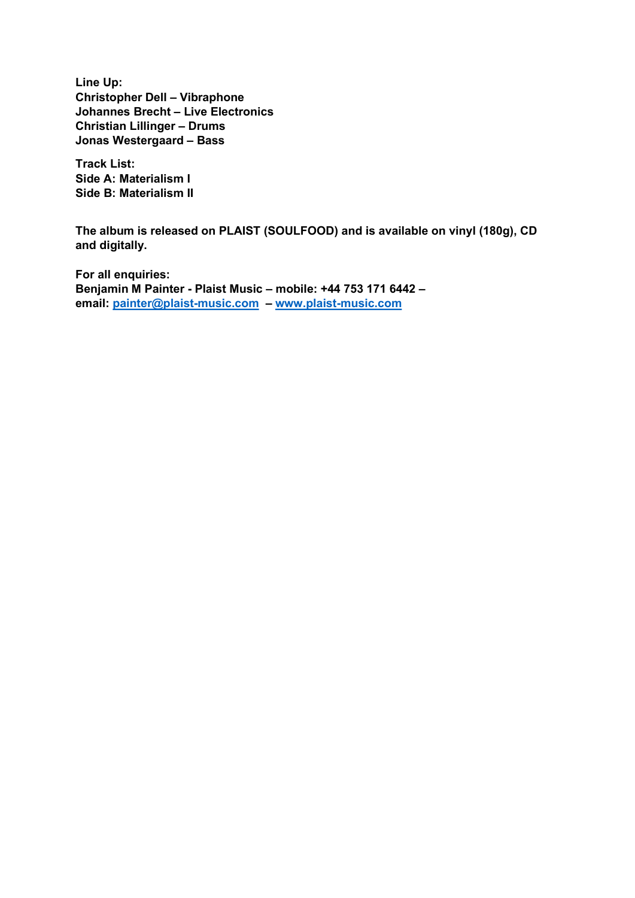**Line Up:**
**Christopher Dell – Vibraphone**
**Johannes Brecht – Live Electronics**
**Christian Lillinger – Drums**
**Jonas Westergaard – Bass**

**Track List:**
**Side A: Materialism I**
**Side B: Materialism II**

**The album is released on PLAIST (SOULFOOD) and is available on vinyl (180g), CD and digitally.**

**For all enquiries:**
**Benjamin M Painter - Plaist Music – mobile: +44 753 171 6442 – email: [painter@plaist-music.com](mailto:painter@plaist-music.com) – [www.plaist-music.com](http://www.plaist-music.com)**